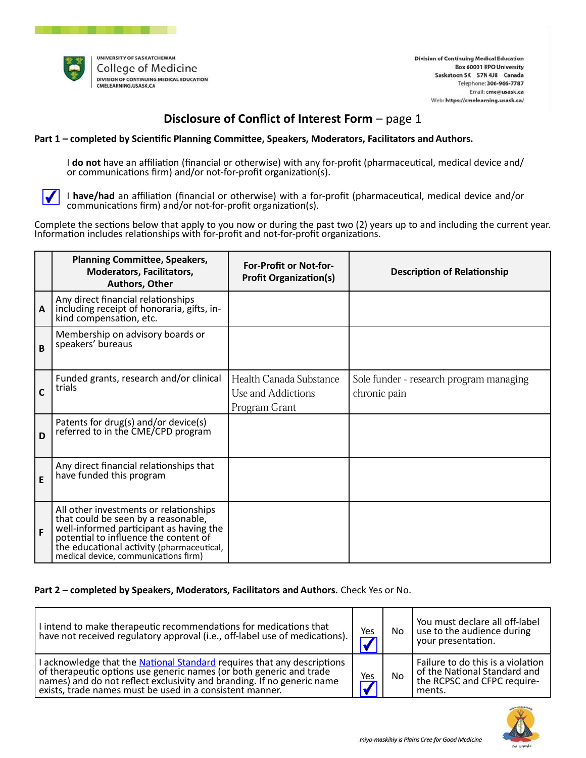UNIVERSITY OF SASKATCHEWAN
College of Medicine
DIVISION OF CONTINUING MEDICAL EDUCATION
CMELEARNING.USASK.CA

Division of Continuing Medical Education
Box 60001 RPO University
Saskatoon SK S7N 4J8 Canada
Telephone: 306-966-7787
Email: cme@usask.ca
Web: https://cmelearning.usask.ca/

# Disclosure of Conflict of Interest Form – page 1

**Part 1 – completed by Scientific Planning Committee, Speakers, Moderators, Facilitators and Authors.**

☐ I **do not** have an affiliation (financial or otherwise) with any for-profit (pharmaceutical, medical device and/or communications firm) and/or not-for-profit organization(s).

☑ I **have/had** an affiliation (financial or otherwise) with a for-profit (pharmaceutical, medical device and/or communications firm) and/or not-for-profit organization(s).

Complete the sections below that apply to you now or during the past two (2) years up to and including the current year. Information includes relationships with for-profit and not-for-profit organizations.

| | Planning Committee, Speakers, Moderators, Facilitators, Authors, Other | For-Profit or Not-for-Profit Organization(s) | Description of Relationship |
|---|---|---|---|
| A | Any direct financial relationships including receipt of honoraria, gifts, in-kind compensation, etc. | | |
| B | Membership on advisory boards or speakers' bureaus | | |
| C | Funded grants, research and/or clinical trials | Health Canada Substance Use and Addictions Program Grant | Sole funder - research program managing chronic pain |
| D | Patents for drug(s) and/or device(s) referred to in the CME/CPD program | | |
| E | Any direct financial relationships that have funded this program | | |
| F | All other investments or relationships that could be seen by a reasonable, well-informed participant as having the potential to influence the content of the educational activity (pharmaceutical, medical device, communications firm) | | |

**Part 2 – completed by Speakers, Moderators, Facilitators and Authors.** Check Yes or No.

| | Yes | No | |
|---|---|---|---|
| I intend to make therapeutic recommendations for medications that have not received regulatory approval (i.e., off-label use of medications). | ☑ | ☐ | You must declare all off-label use to the audience during your presentation. |
| I acknowledge that the National Standard requires that any descriptions of therapeutic options use generic names (or both generic and trade names) and do not reflect exclusivity and branding. If no generic name exists, trade names must be used in a consistent manner. | ☑ | ☐ | Failure to do this is a violation of the National Standard and the RCPSC and CFPC requirements. |

*miyo-maskihiy is Plains Cree for Good Medicine*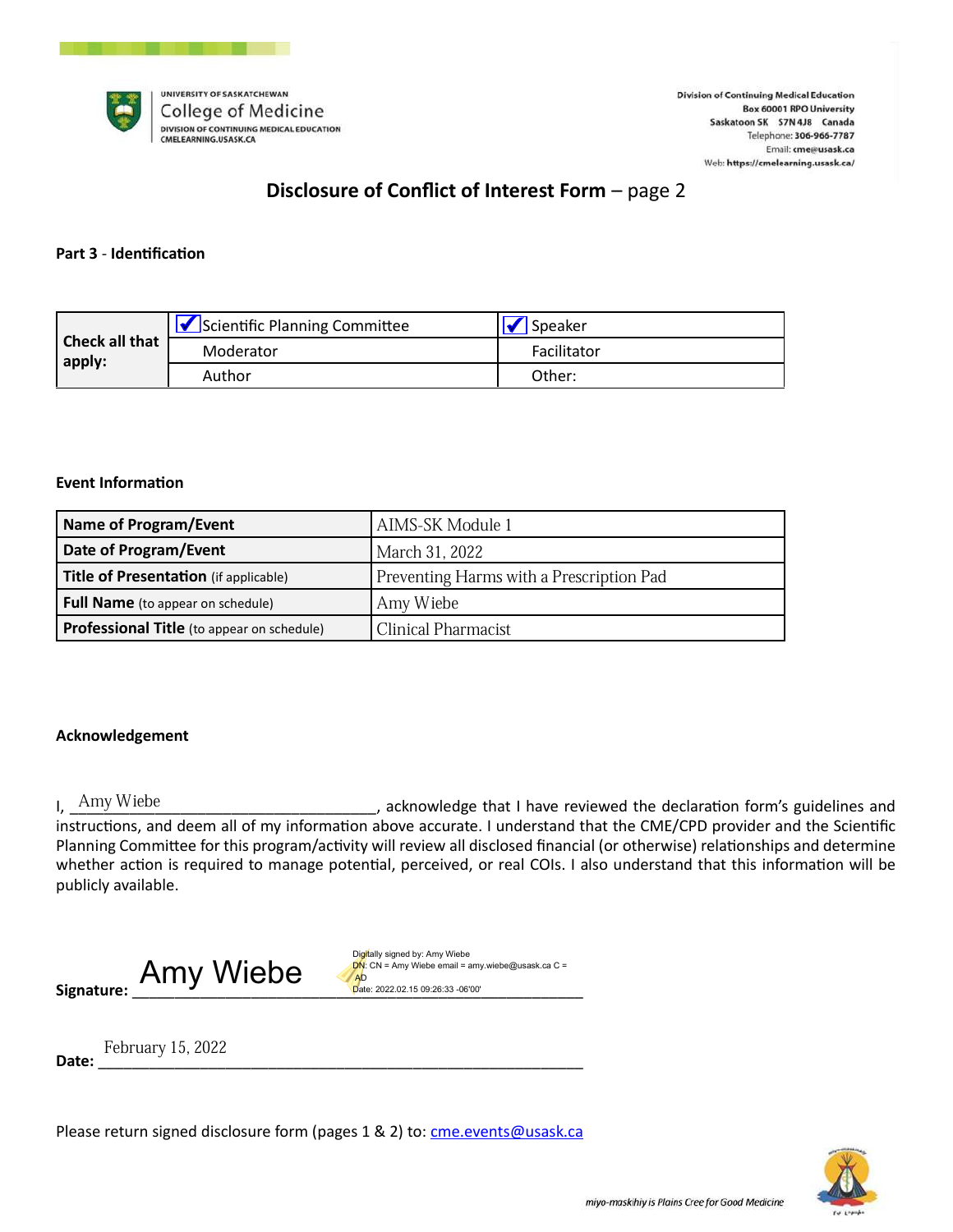UNIVERSITY OF SASKATCHEWAN
College of Medicine
DIVISION OF CONTINUING MEDICAL EDUCATION
CMELEARNING.USASK.CA

Division of Continuing Medical Education
Box 60001 RPO University
Saskatoon SK S7N 4J8 Canada
Telephone: 306-966-7787
Email: cme@usask.ca
Web: https://cmelearning.usask.ca/

# Disclosure of Conflict of Interest Form – page 2

**Part 3 - Identification**

| | | |
|---|---|---|
| **Check all that apply:** | ☑ Scientific Planning Committee | ☑ Speaker |
| | Moderator | Facilitator |
| | Author | Other: |

**Event Information**

| | |
|---|---|
| **Name of Program/Event** | AIMS-SK Module 1 |
| **Date of Program/Event** | March 31, 2022 |
| **Title of Presentation** (if applicable) | Preventing Harms with a Prescription Pad |
| **Full Name** (to appear on schedule) | Amy Wiebe |
| **Professional Title** (to appear on schedule) | Clinical Pharmacist |

**Acknowledgement**

I, Amy Wiebe, acknowledge that I have reviewed the declaration form's guidelines and instructions, and deem all of my information above accurate. I understand that the CME/CPD provider and the Scientific Planning Committee for this program/activity will review all disclosed financial (or otherwise) relationships and determine whether action is required to manage potential, perceived, or real COIs. I also understand that this information will be publicly available.

**Signature:** Amy Wiebe
Digitally signed by: Amy Wiebe
DN: CN = Amy Wiebe email = amy.wiebe@usask.ca C = AD
Date: 2022.02.15 09:26:33 -06'00'

**Date:** February 15, 2022

Please return signed disclosure form (pages 1 & 2) to: cme.events@usask.ca

*miyo-maskihiy is Plains Cree for Good Medicine*